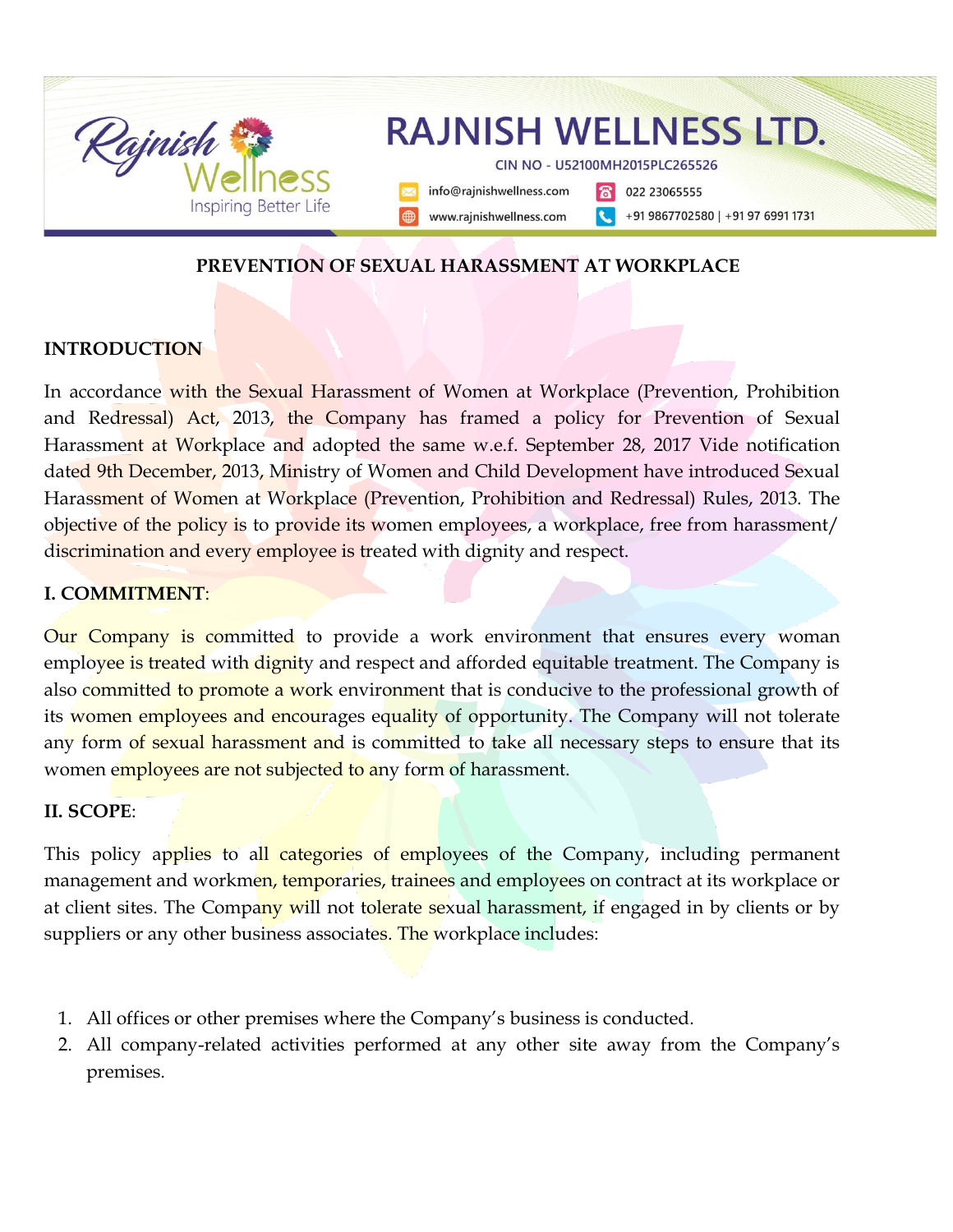# RAJNISH WELLNESS LTD.

CIN NO - U52100MH2015PLC265526

info@rajnishwellness.com | 022 23065555

www.rajnishwellness.com | +91 9867702580 | +91 97 6991 1731

## PREVENTION OF SEXUAL HARASSMENT AT WORKPLACE

### INTRODUCTION

In accordance with the Sexual Harassment of Women at Workplace (Prevention, Prohibition and Redressal) Act, 2013, the Company has framed a policy for Prevention of Sexual Harassment at Workplace and adopted the same w.e.f. September 28, 2017 Vide notification dated 9th December, 2013, Ministry of Women and Child Development have introduced Sexual Harassment of Women at Workplace (Prevention, Prohibition and Redressal) Rules, 2013. The objective of the policy is to provide its women employees, a workplace, free from harassment/ discrimination and every employee is treated with dignity and respect.

### I. COMMITMENT:

Our Company is committed to provide a work environment that ensures every woman employee is treated with dignity and respect and afforded equitable treatment. The Company is also committed to promote a work environment that is conducive to the professional growth of its women employees and encourages equality of opportunity. The Company will not tolerate any form of sexual harassment and is committed to take all necessary steps to ensure that its women employees are not subjected to any form of harassment.

### II. SCOPE:

This policy applies to all categories of employees of the Company, including permanent management and workmen, temporaries, trainees and employees on contract at its workplace or at client sites. The Company will not tolerate sexual harassment, if engaged in by clients or by suppliers or any other business associates. The workplace includes:

1. All offices or other premises where the Company's business is conducted.
2. All company-related activities performed at any other site away from the Company's premises.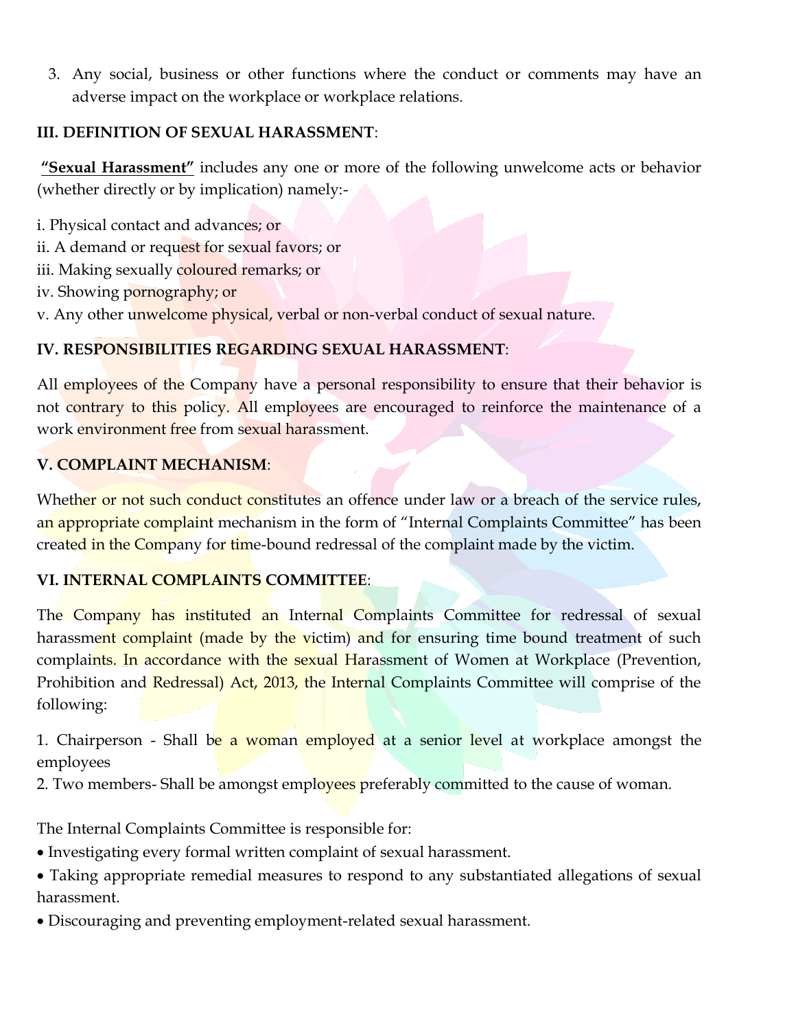3. Any social, business or other functions where the conduct or comments may have an adverse impact on the workplace or workplace relations.

**III. DEFINITION OF SEXUAL HARASSMENT**:

**"Sexual Harassment"** includes any one or more of the following unwelcome acts or behavior (whether directly or by implication) namely:-

i. Physical contact and advances; or
ii. A demand or request for sexual favors; or
iii. Making sexually coloured remarks; or
iv. Showing pornography; or
v. Any other unwelcome physical, verbal or non-verbal conduct of sexual nature.

**IV. RESPONSIBILITIES REGARDING SEXUAL HARASSMENT**:

All employees of the Company have a personal responsibility to ensure that their behavior is not contrary to this policy. All employees are encouraged to reinforce the maintenance of a work environment free from sexual harassment.

**V. COMPLAINT MECHANISM**:

Whether or not such conduct constitutes an offence under law or a breach of the service rules, an appropriate complaint mechanism in the form of "Internal Complaints Committee" has been created in the Company for time-bound redressal of the complaint made by the victim.

**VI. INTERNAL COMPLAINTS COMMITTEE**:

The Company has instituted an Internal Complaints Committee for redressal of sexual harassment complaint (made by the victim) and for ensuring time bound treatment of such complaints. In accordance with the sexual Harassment of Women at Workplace (Prevention, Prohibition and Redressal) Act, 2013, the Internal Complaints Committee will comprise of the following:

1. Chairperson - Shall be a woman employed at a senior level at workplace amongst the employees
2. Two members- Shall be amongst employees preferably committed to the cause of woman.

The Internal Complaints Committee is responsible for:

- Investigating every formal written complaint of sexual harassment.
- Taking appropriate remedial measures to respond to any substantiated allegations of sexual harassment.
- Discouraging and preventing employment-related sexual harassment.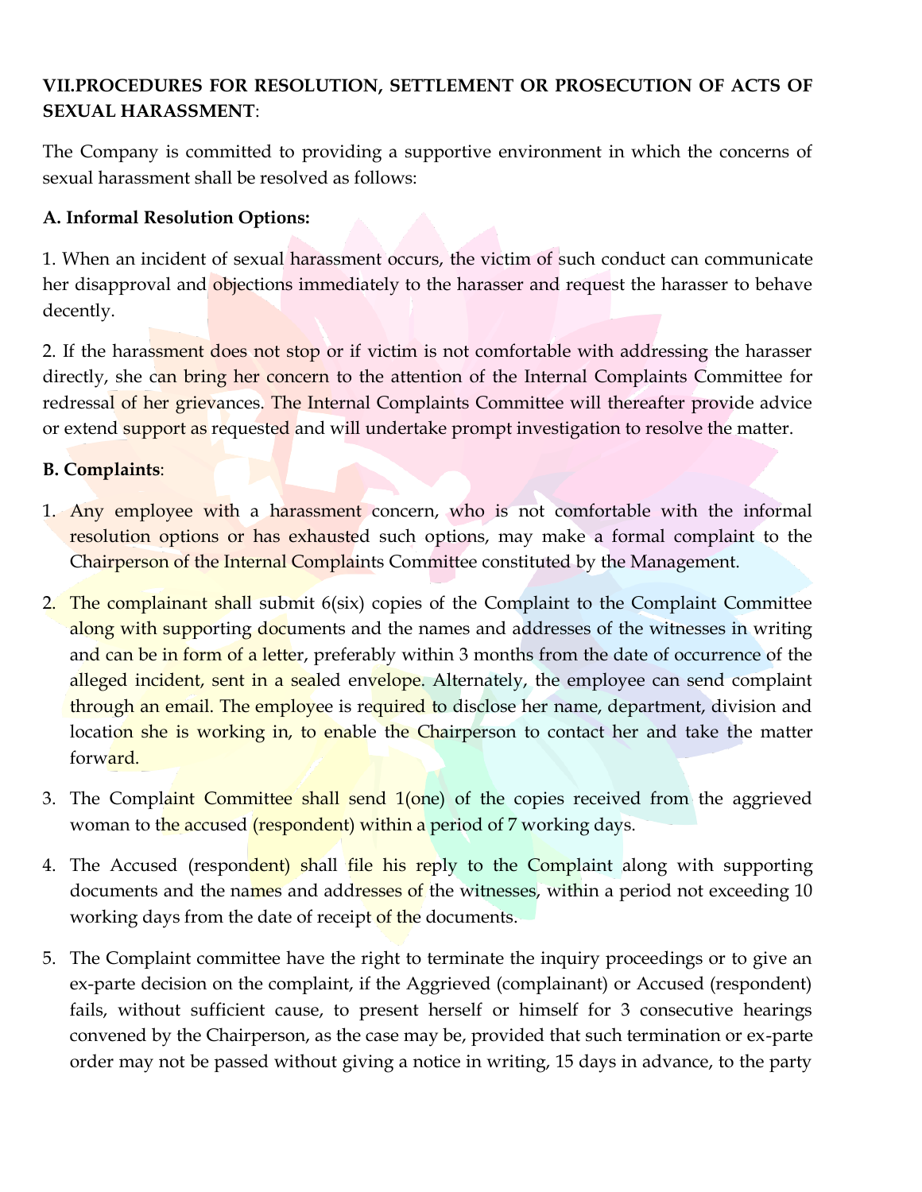**VII.PROCEDURES FOR RESOLUTION, SETTLEMENT OR PROSECUTION OF ACTS OF SEXUAL HARASSMENT**:

The Company is committed to providing a supportive environment in which the concerns of sexual harassment shall be resolved as follows:

**A. Informal Resolution Options:**

1. When an incident of sexual harassment occurs, the victim of such conduct can communicate her disapproval and objections immediately to the harasser and request the harasser to behave decently.

2. If the harassment does not stop or if victim is not comfortable with addressing the harasser directly, she can bring her concern to the attention of the Internal Complaints Committee for redressal of her grievances. The Internal Complaints Committee will thereafter provide advice or extend support as requested and will undertake prompt investigation to resolve the matter.

**B. Complaints**:

1. Any employee with a harassment concern, who is not comfortable with the informal resolution options or has exhausted such options, may make a formal complaint to the Chairperson of the Internal Complaints Committee constituted by the Management.

2. The complainant shall submit 6(six) copies of the Complaint to the Complaint Committee along with supporting documents and the names and addresses of the witnesses in writing and can be in form of a letter, preferably within 3 months from the date of occurrence of the alleged incident, sent in a sealed envelope. Alternately, the employee can send complaint through an email. The employee is required to disclose her name, department, division and location she is working in, to enable the Chairperson to contact her and take the matter forward.

3. The Complaint Committee shall send 1(one) of the copies received from the aggrieved woman to the accused (respondent) within a period of 7 working days.

4. The Accused (respondent) shall file his reply to the Complaint along with supporting documents and the names and addresses of the witnesses, within a period not exceeding 10 working days from the date of receipt of the documents.

5. The Complaint committee have the right to terminate the inquiry proceedings or to give an ex-parte decision on the complaint, if the Aggrieved (complainant) or Accused (respondent) fails, without sufficient cause, to present herself or himself for 3 consecutive hearings convened by the Chairperson, as the case may be, provided that such termination or ex-parte order may not be passed without giving a notice in writing, 15 days in advance, to the party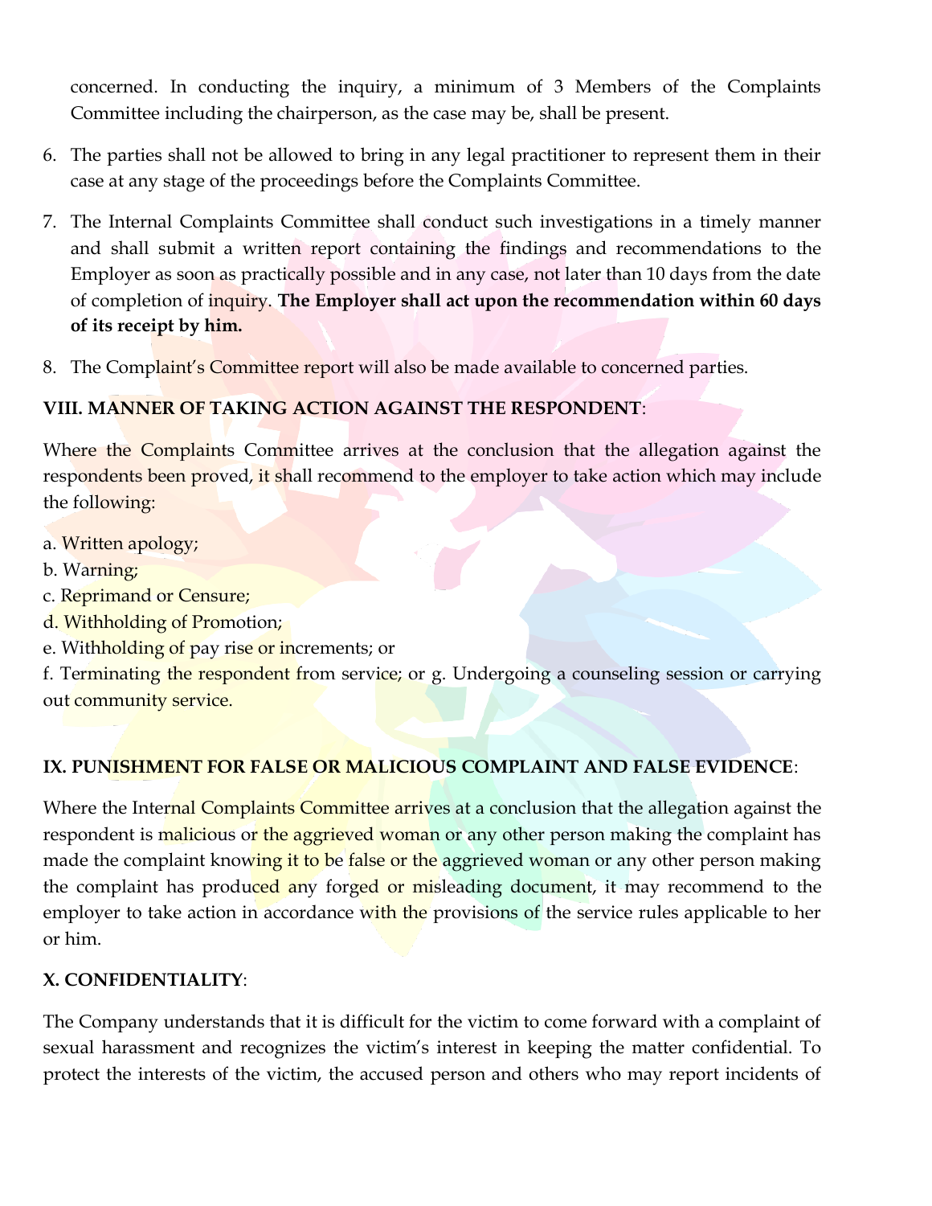concerned. In conducting the inquiry, a minimum of 3 Members of the Complaints Committee including the chairperson, as the case may be, shall be present.

6. The parties shall not be allowed to bring in any legal practitioner to represent them in their case at any stage of the proceedings before the Complaints Committee.
7. The Internal Complaints Committee shall conduct such investigations in a timely manner and shall submit a written report containing the findings and recommendations to the Employer as soon as practically possible and in any case, not later than 10 days from the date of completion of inquiry. **The Employer shall act upon the recommendation within 60 days of its receipt by him.**
8. The Complaint's Committee report will also be made available to concerned parties.

**VIII. MANNER OF TAKING ACTION AGAINST THE RESPONDENT**:

Where the Complaints Committee arrives at the conclusion that the allegation against the respondents been proved, it shall recommend to the employer to take action which may include the following:

a. Written apology;
b. Warning;
c. Reprimand or Censure;
d. Withholding of Promotion;
e. Withholding of pay rise or increments; or
f. Terminating the respondent from service; or g. Undergoing a counseling session or carrying out community service.

**IX. PUNISHMENT FOR FALSE OR MALICIOUS COMPLAINT AND FALSE EVIDENCE**:

Where the Internal Complaints Committee arrives at a conclusion that the allegation against the respondent is malicious or the aggrieved woman or any other person making the complaint has made the complaint knowing it to be false or the aggrieved woman or any other person making the complaint has produced any forged or misleading document, it may recommend to the employer to take action in accordance with the provisions of the service rules applicable to her or him.

**X. CONFIDENTIALITY**:

The Company understands that it is difficult for the victim to come forward with a complaint of sexual harassment and recognizes the victim's interest in keeping the matter confidential. To protect the interests of the victim, the accused person and others who may report incidents of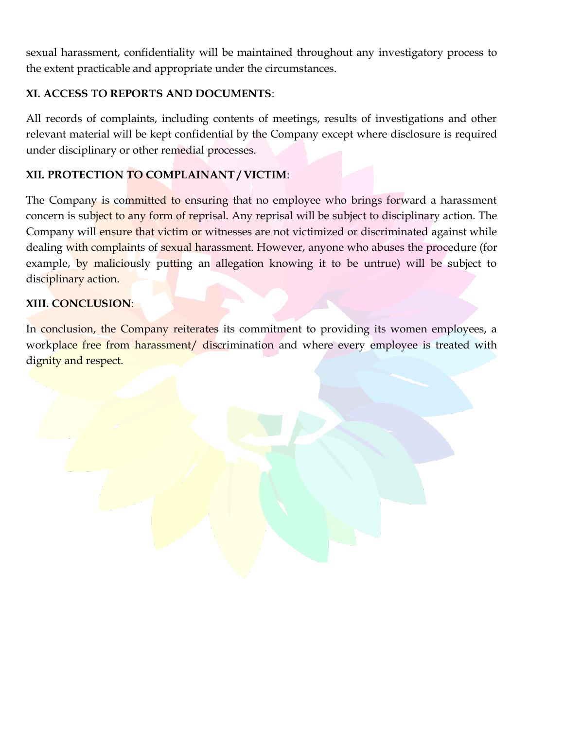sexual harassment, confidentiality will be maintained throughout any investigatory process to the extent practicable and appropriate under the circumstances.

**XI. ACCESS TO REPORTS AND DOCUMENTS**:

All records of complaints, including contents of meetings, results of investigations and other relevant material will be kept confidential by the Company except where disclosure is required under disciplinary or other remedial processes.

**XII. PROTECTION TO COMPLAINANT / VICTIM**:

The Company is committed to ensuring that no employee who brings forward a harassment concern is subject to any form of reprisal. Any reprisal will be subject to disciplinary action. The Company will ensure that victim or witnesses are not victimized or discriminated against while dealing with complaints of sexual harassment. However, anyone who abuses the procedure (for example, by maliciously putting an allegation knowing it to be untrue) will be subject to disciplinary action.

**XIII. CONCLUSION**:

In conclusion, the Company reiterates its commitment to providing its women employees, a workplace free from harassment/ discrimination and where every employee is treated with dignity and respect.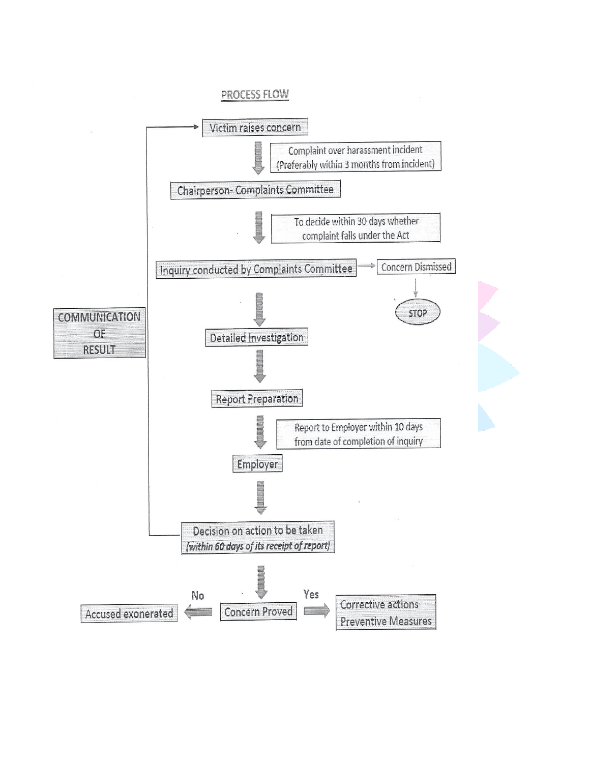## PROCESS FLOW

Victim raises concern

Complaint over harassment incident (Preferably within 3 months from incident)

Chairperson- Complaints Committee

To decide within 30 days whether complaint falls under the Act

Inquiry conducted by Complaints Committee

Concern Dismissed

STOP

Detailed Investigation

Report Preparation

Report to Employer within 10 days from date of completion of inquiry

Employer

Decision on action to be taken *(within 60 days of its receipt of report)*

COMMUNICATION OF RESULT

Concern Proved

No

Accused exonerated

Yes

Corrective actions Preventive Measures